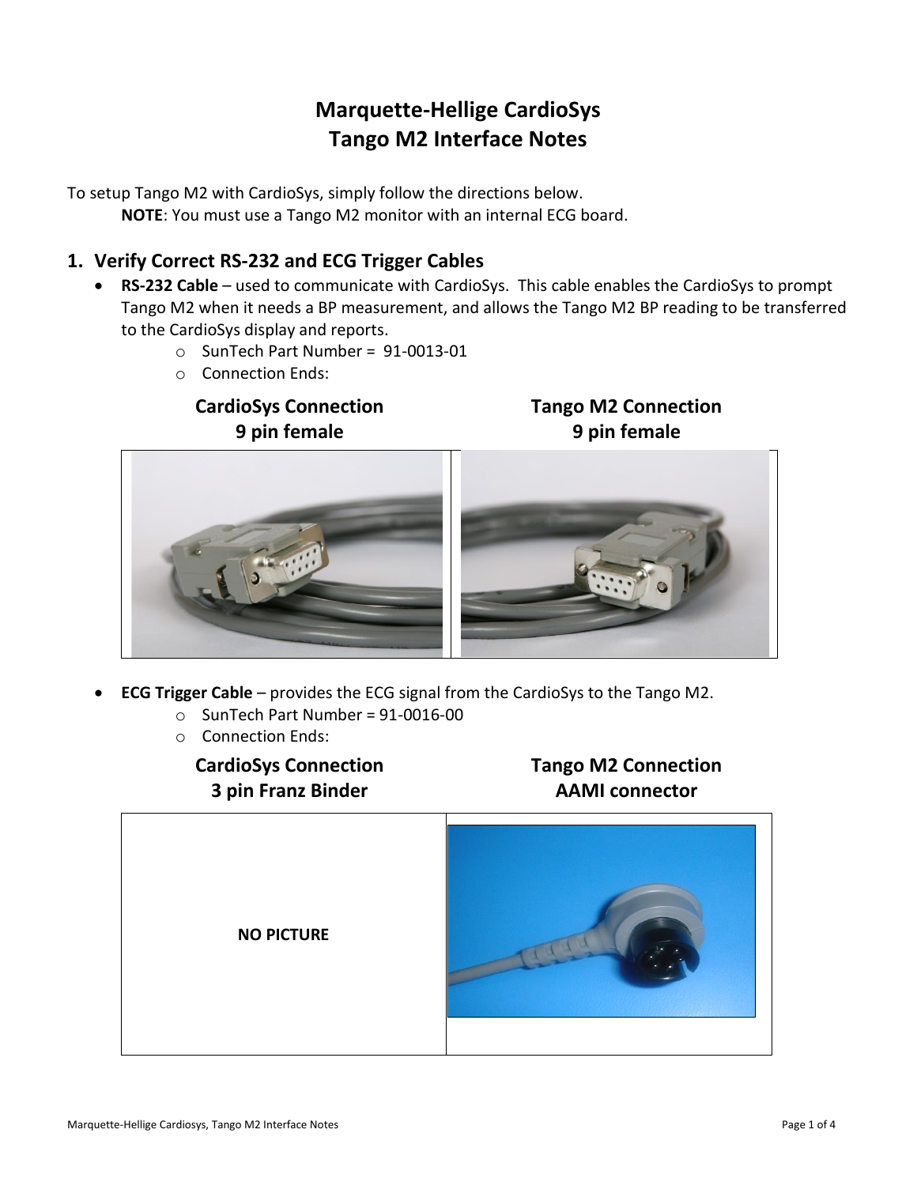# Marquette-Hellige CardioSys
# Tango M2 Interface Notes

To setup Tango M2 with CardioSys, simply follow the directions below.

**NOTE**: You must use a Tango M2 monitor with an internal ECG board.

## 1. Verify Correct RS-232 and ECG Trigger Cables

- **RS-232 Cable** – used to communicate with CardioSys. This cable enables the CardioSys to prompt Tango M2 when it needs a BP measurement, and allows the Tango M2 BP reading to be transferred to the CardioSys display and reports.
  - SunTech Part Number = 91-0013-01
  - Connection Ends:

| CardioSys Connection<br>9 pin female | Tango M2 Connection<br>9 pin female |
|---|---|
| | |

- **ECG Trigger Cable** – provides the ECG signal from the CardioSys to the Tango M2.
  - SunTech Part Number = 91-0016-00
  - Connection Ends:

| CardioSys Connection<br>3 pin Franz Binder | Tango M2 Connection<br>AAMI connector |
|---|---|
| NO PICTURE | |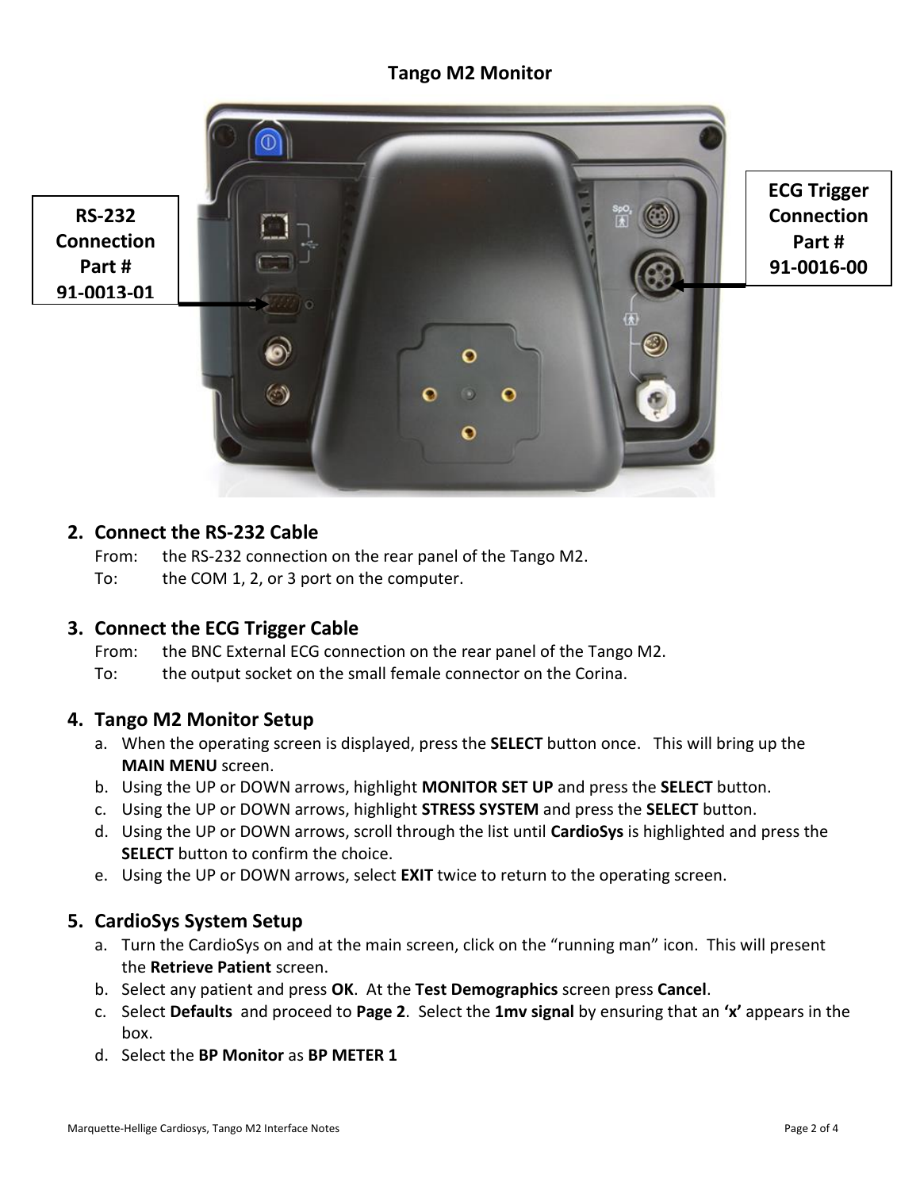# Tango M2 Monitor

RS-232 Connection Part # 91-0013-01

ECG Trigger Connection Part # 91-0016-00

2. **Connect the RS-232 Cable**
   From: the RS-232 connection on the rear panel of the Tango M2.
   To: the COM 1, 2, or 3 port on the computer.

3. **Connect the ECG Trigger Cable**
   From: the BNC External ECG connection on the rear panel of the Tango M2.
   To: the output socket on the small female connector on the Corina.

4. **Tango M2 Monitor Setup**
   a. When the operating screen is displayed, press the **SELECT** button once. This will bring up the **MAIN MENU** screen.
   b. Using the UP or DOWN arrows, highlight **MONITOR SET UP** and press the **SELECT** button.
   c. Using the UP or DOWN arrows, highlight **STRESS SYSTEM** and press the **SELECT** button.
   d. Using the UP or DOWN arrows, scroll through the list until **CardioSys** is highlighted and press the **SELECT** button to confirm the choice.
   e. Using the UP or DOWN arrows, select **EXIT** twice to return to the operating screen.

5. **CardioSys System Setup**
   a. Turn the CardioSys on and at the main screen, click on the "running man" icon. This will present the **Retrieve Patient** screen.
   b. Select any patient and press **OK**. At the **Test Demographics** screen press **Cancel**.
   c. Select **Defaults** and proceed to **Page 2**. Select the **1mv signal** by ensuring that an **'x'** appears in the box.
   d. Select the **BP Monitor** as **BP METER 1**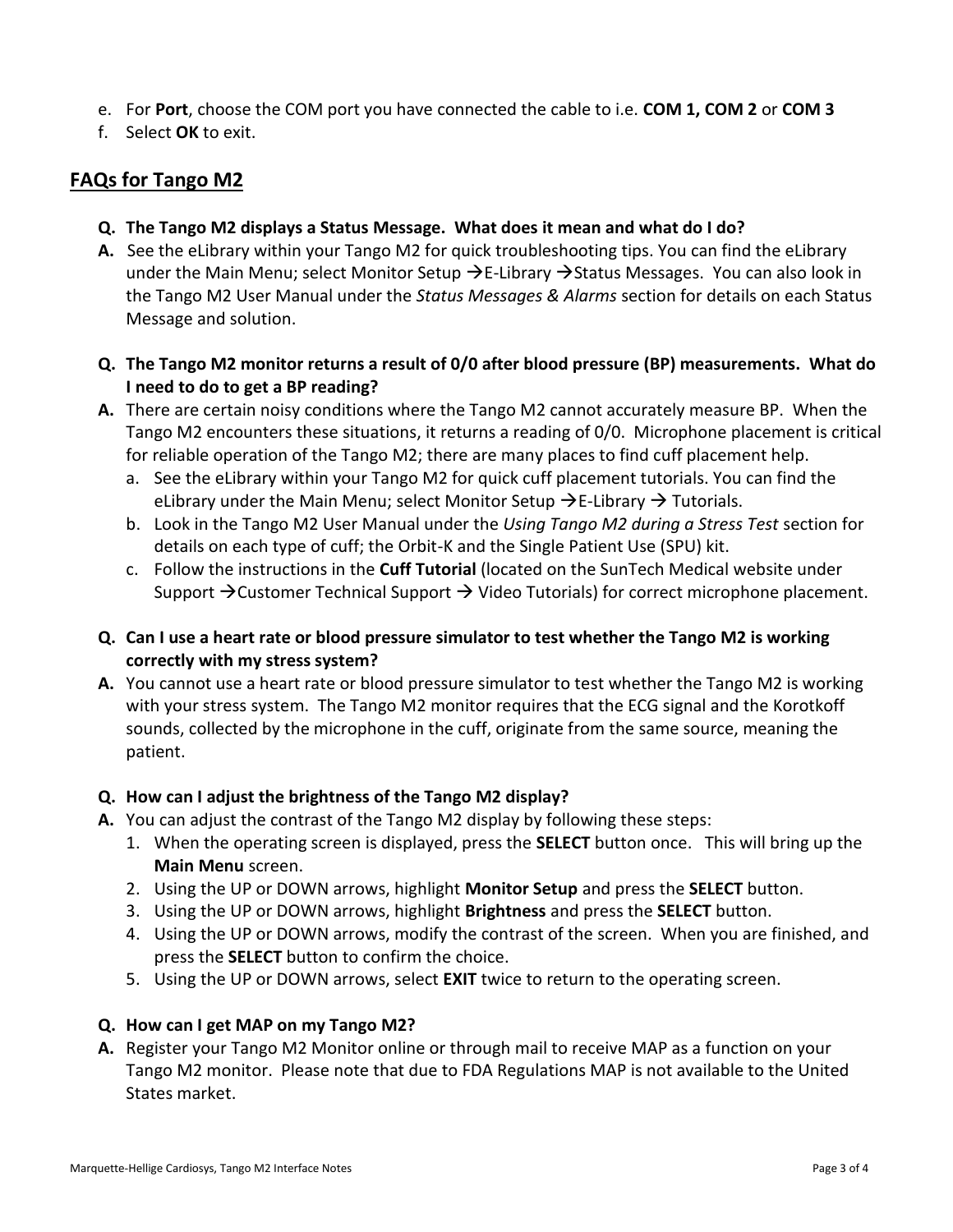e. For **Port**, choose the COM port you have connected the cable to i.e. **COM 1, COM 2** or **COM 3**
f. Select **OK** to exit.

## FAQs for Tango M2

**Q. The Tango M2 displays a Status Message. What does it mean and what do I do?**

**A.** See the eLibrary within your Tango M2 for quick troubleshooting tips. You can find the eLibrary under the Main Menu; select Monitor Setup →E-Library →Status Messages. You can also look in the Tango M2 User Manual under the *Status Messages & Alarms* section for details on each Status Message and solution.

**Q. The Tango M2 monitor returns a result of 0/0 after blood pressure (BP) measurements. What do I need to do to get a BP reading?**

**A.** There are certain noisy conditions where the Tango M2 cannot accurately measure BP. When the Tango M2 encounters these situations, it returns a reading of 0/0. Microphone placement is critical for reliable operation of the Tango M2; there are many places to find cuff placement help.

a. See the eLibrary within your Tango M2 for quick cuff placement tutorials. You can find the eLibrary under the Main Menu; select Monitor Setup →E-Library → Tutorials.
b. Look in the Tango M2 User Manual under the *Using Tango M2 during a Stress Test* section for details on each type of cuff; the Orbit-K and the Single Patient Use (SPU) kit.
c. Follow the instructions in the **Cuff Tutorial** (located on the SunTech Medical website under Support →Customer Technical Support → Video Tutorials) for correct microphone placement.

**Q. Can I use a heart rate or blood pressure simulator to test whether the Tango M2 is working correctly with my stress system?**

**A.** You cannot use a heart rate or blood pressure simulator to test whether the Tango M2 is working with your stress system. The Tango M2 monitor requires that the ECG signal and the Korotkoff sounds, collected by the microphone in the cuff, originate from the same source, meaning the patient.

**Q. How can I adjust the brightness of the Tango M2 display?**

**A.** You can adjust the contrast of the Tango M2 display by following these steps:

1. When the operating screen is displayed, press the **SELECT** button once. This will bring up the **Main Menu** screen.
2. Using the UP or DOWN arrows, highlight **Monitor Setup** and press the **SELECT** button.
3. Using the UP or DOWN arrows, highlight **Brightness** and press the **SELECT** button.
4. Using the UP or DOWN arrows, modify the contrast of the screen. When you are finished, and press the **SELECT** button to confirm the choice.
5. Using the UP or DOWN arrows, select **EXIT** twice to return to the operating screen.

**Q. How can I get MAP on my Tango M2?**

**A.** Register your Tango M2 Monitor online or through mail to receive MAP as a function on your Tango M2 monitor. Please note that due to FDA Regulations MAP is not available to the United States market.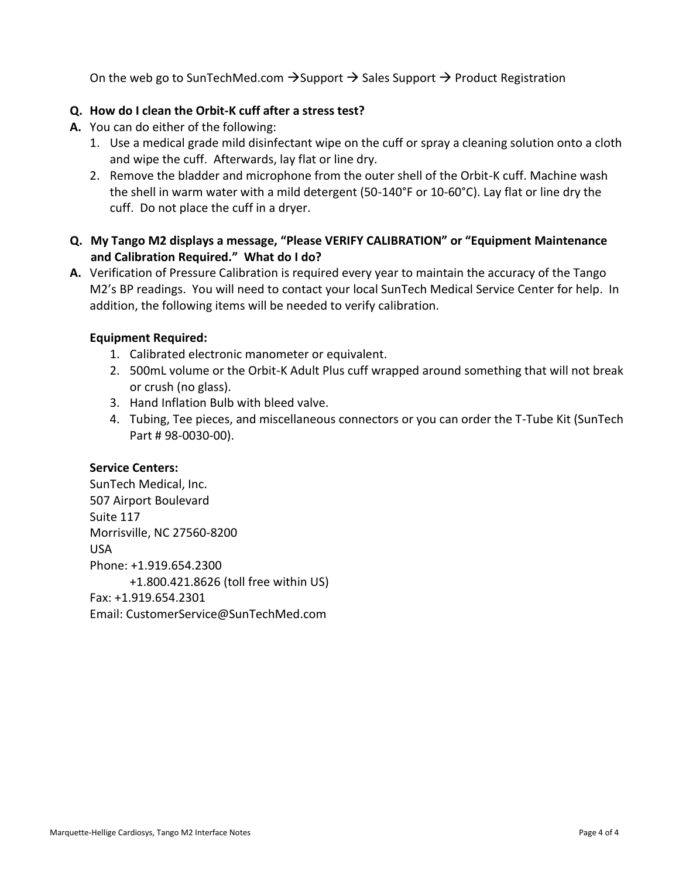On the web go to SunTechMed.com →Support → Sales Support → Product Registration

**Q. How do I clean the Orbit-K cuff after a stress test?**

**A.** You can do either of the following:

1. Use a medical grade mild disinfectant wipe on the cuff or spray a cleaning solution onto a cloth and wipe the cuff. Afterwards, lay flat or line dry.
2. Remove the bladder and microphone from the outer shell of the Orbit-K cuff. Machine wash the shell in warm water with a mild detergent (50-140°F or 10-60°C). Lay flat or line dry the cuff. Do not place the cuff in a dryer.

**Q. My Tango M2 displays a message, "Please VERIFY CALIBRATION" or "Equipment Maintenance and Calibration Required." What do I do?**

**A.** Verification of Pressure Calibration is required every year to maintain the accuracy of the Tango M2's BP readings. You will need to contact your local SunTech Medical Service Center for help. In addition, the following items will be needed to verify calibration.

**Equipment Required:**

1. Calibrated electronic manometer or equivalent.
2. 500mL volume or the Orbit-K Adult Plus cuff wrapped around something that will not break or crush (no glass).
3. Hand Inflation Bulb with bleed valve.
4. Tubing, Tee pieces, and miscellaneous connectors or you can order the T-Tube Kit (SunTech Part # 98-0030-00).

**Service Centers:**

SunTech Medical, Inc.
507 Airport Boulevard
Suite 117
Morrisville, NC 27560-8200
USA
Phone: +1.919.654.2300
+1.800.421.8626 (toll free within US)
Fax: +1.919.654.2301
Email: CustomerService@SunTechMed.com